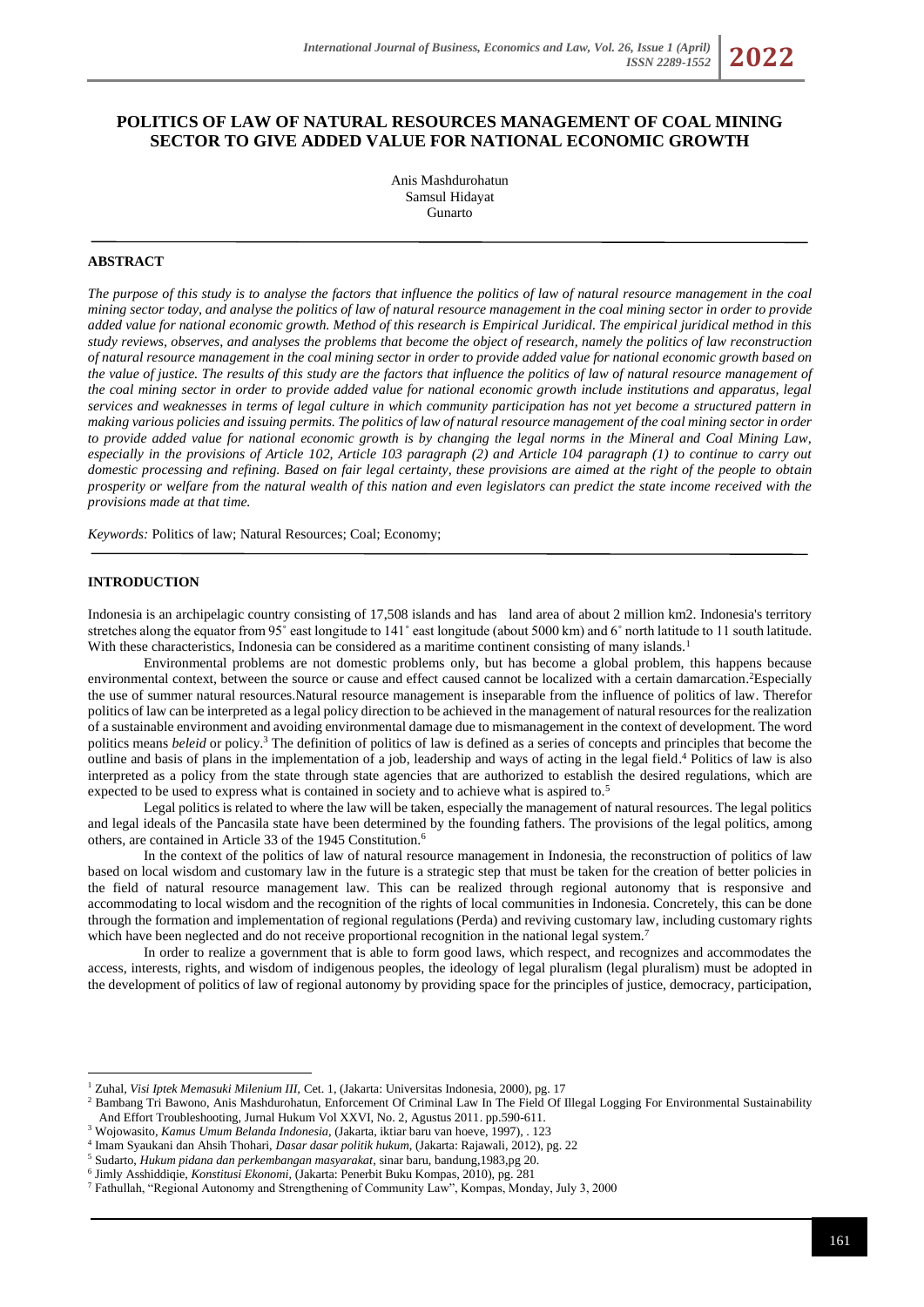# POLITICS OF LAW OF NATURAL RESOURCES MANAGEMENT OF COAL MINING SECTOR TO GIVE ADDED VALUE FOR NATIONAL ECONOMIC GROWTH

Anis Mashdurohatun
Samsul Hidayat
Gunarto

## ABSTRACT

*The purpose of this study is to analyse the factors that influence the politics of law of natural resource management in the coal mining sector today, and analyse the politics of law of natural resource management in the coal mining sector in order to provide added value for national economic growth. Method of this research is Empirical Juridical. The empirical juridical method in this study reviews, observes, and analyses the problems that become the object of research, namely the politics of law reconstruction of natural resource management in the coal mining sector in order to provide added value for national economic growth based on the value of justice. The results of this study are the factors that influence the politics of law of natural resource management of the coal mining sector in order to provide added value for national economic growth include institutions and apparatus, legal services and weaknesses in terms of legal culture in which community participation has not yet become a structured pattern in making various policies and issuing permits. The politics of law of natural resource management of the coal mining sector in order to provide added value for national economic growth is by changing the legal norms in the Mineral and Coal Mining Law, especially in the provisions of Article 102, Article 103 paragraph (2) and Article 104 paragraph (1) to continue to carry out domestic processing and refining. Based on fair legal certainty, these provisions are aimed at the right of the people to obtain prosperity or welfare from the natural wealth of this nation and even legislators can predict the state income received with the provisions made at that time.*

*Keywords:* Politics of law; Natural Resources; Coal; Economy;

## INTRODUCTION

Indonesia is an archipelagic country consisting of 17,508 islands and has land area of about 2 million km2. Indonesia's territory stretches along the equator from 95˚ east longitude to 141˚ east longitude (about 5000 km) and 6˚ north latitude to 11 south latitude. With these characteristics, Indonesia can be considered as a maritime continent consisting of many islands.[1]

Environmental problems are not domestic problems only, but has become a global problem, this happens because environmental context, between the source or cause and effect caused cannot be localized with a certain damarcation.[2]Especially the use of summer natural resources.Natural resource management is inseparable from the influence of politics of law. Therefor politics of law can be interpreted as a legal policy direction to be achieved in the management of natural resources for the realization of a sustainable environment and avoiding environmental damage due to mismanagement in the context of development. The word politics means *beleid* or policy.[3] The definition of politics of law is defined as a series of concepts and principles that become the outline and basis of plans in the implementation of a job, leadership and ways of acting in the legal field.[4] Politics of law is also interpreted as a policy from the state through state agencies that are authorized to establish the desired regulations, which are expected to be used to express what is contained in society and to achieve what is aspired to.[5]

Legal politics is related to where the law will be taken, especially the management of natural resources. The legal politics and legal ideals of the Pancasila state have been determined by the founding fathers. The provisions of the legal politics, among others, are contained in Article 33 of the 1945 Constitution.[6]

In the context of the politics of law of natural resource management in Indonesia, the reconstruction of politics of law based on local wisdom and customary law in the future is a strategic step that must be taken for the creation of better policies in the field of natural resource management law. This can be realized through regional autonomy that is responsive and accommodating to local wisdom and the recognition of the rights of local communities in Indonesia. Concretely, this can be done through the formation and implementation of regional regulations (Perda) and reviving customary law, including customary rights which have been neglected and do not receive proportional recognition in the national legal system.[7]

In order to realize a government that is able to form good laws, which respect, and recognizes and accommodates the access, interests, rights, and wisdom of indigenous peoples, the ideology of legal pluralism (legal pluralism) must be adopted in the development of politics of law of regional autonomy by providing space for the principles of justice, democracy, participation,

---

[1] Zuhal, *Visi Iptek Memasuki Milenium III*, Cet. 1, (Jakarta: Universitas Indonesia, 2000), pg. 17

[2] Bambang Tri Bawono, Anis Mashdurohatun, Enforcement Of Criminal Law In The Field Of Illegal Logging For Environmental Sustainability And Effort Troubleshooting, Jurnal Hukum Vol XXVI, No. 2, Agustus 2011. pp.590-611.

[3] Wojowasito, *Kamus Umum Belanda Indonesia*, (Jakarta, iktiar baru van hoeve, 1997), . 123

[4] Imam Syaukani dan Ahsih Thohari, *Dasar dasar politik hukum*, (Jakarta: Rajawali, 2012), pg. 22

[5] Sudarto, *Hukum pidana dan perkembangan masyarakat*, sinar baru, bandung,1983,pg 20.

[6] Jimly Asshiddiqie, *Konstitusi Ekonomi*, (Jakarta: Penerbit Buku Kompas, 2010), pg. 281

[7] Fathullah, "Regional Autonomy and Strengthening of Community Law", Kompas, Monday, July 3, 2000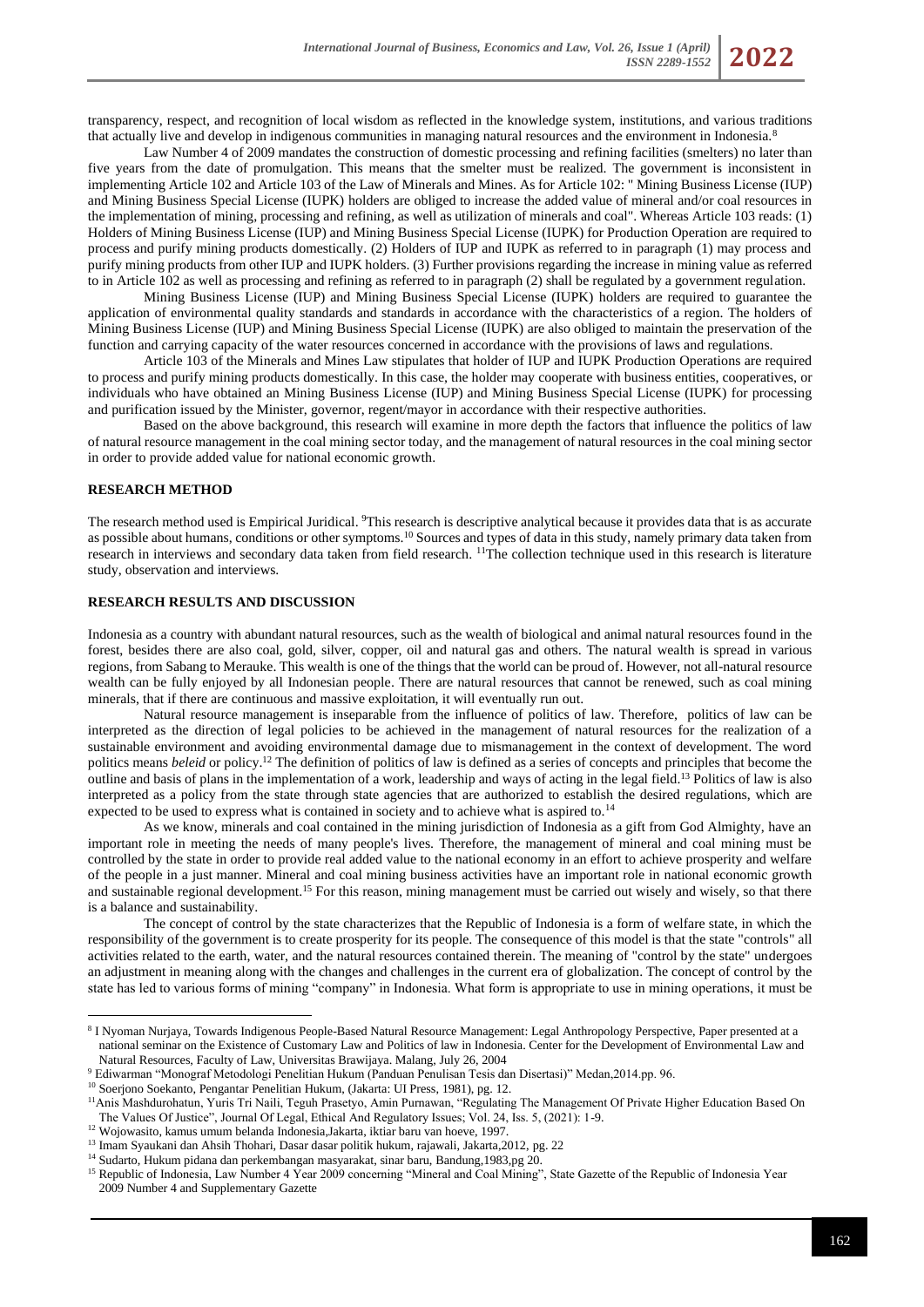transparency, respect, and recognition of local wisdom as reflected in the knowledge system, institutions, and various traditions that actually live and develop in indigenous communities in managing natural resources and the environment in Indonesia.[8]

Law Number 4 of 2009 mandates the construction of domestic processing and refining facilities (smelters) no later than five years from the date of promulgation. This means that the smelter must be realized. The government is inconsistent in implementing Article 102 and Article 103 of the Law of Minerals and Mines. As for Article 102: " Mining Business License (IUP) and Mining Business Special License (IUPK) holders are obliged to increase the added value of mineral and/or coal resources in the implementation of mining, processing and refining, as well as utilization of minerals and coal". Whereas Article 103 reads: (1) Holders of Mining Business License (IUP) and Mining Business Special License (IUPK) for Production Operation are required to process and purify mining products domestically. (2) Holders of IUP and IUPK as referred to in paragraph (1) may process and purify mining products from other IUP and IUPK holders. (3) Further provisions regarding the increase in mining value as referred to in Article 102 as well as processing and refining as referred to in paragraph (2) shall be regulated by a government regulation.

Mining Business License (IUP) and Mining Business Special License (IUPK) holders are required to guarantee the application of environmental quality standards and standards in accordance with the characteristics of a region. The holders of Mining Business License (IUP) and Mining Business Special License (IUPK) are also obliged to maintain the preservation of the function and carrying capacity of the water resources concerned in accordance with the provisions of laws and regulations.

Article 103 of the Minerals and Mines Law stipulates that holder of IUP and IUPK Production Operations are required to process and purify mining products domestically. In this case, the holder may cooperate with business entities, cooperatives, or individuals who have obtained an Mining Business License (IUP) and Mining Business Special License (IUPK) for processing and purification issued by the Minister, governor, regent/mayor in accordance with their respective authorities.

Based on the above background, this research will examine in more depth the factors that influence the politics of law of natural resource management in the coal mining sector today, and the management of natural resources in the coal mining sector in order to provide added value for national economic growth.

## RESEARCH METHOD

The research method used is Empirical Juridical. [9]This research is descriptive analytical because it provides data that is as accurate as possible about humans, conditions or other symptoms.[10] Sources and types of data in this study, namely primary data taken from research in interviews and secondary data taken from field research. [11]The collection technique used in this research is literature study, observation and interviews.

## RESEARCH RESULTS AND DISCUSSION

Indonesia as a country with abundant natural resources, such as the wealth of biological and animal natural resources found in the forest, besides there are also coal, gold, silver, copper, oil and natural gas and others. The natural wealth is spread in various regions, from Sabang to Merauke. This wealth is one of the things that the world can be proud of. However, not all-natural resource wealth can be fully enjoyed by all Indonesian people. There are natural resources that cannot be renewed, such as coal mining minerals, that if there are continuous and massive exploitation, it will eventually run out.

Natural resource management is inseparable from the influence of politics of law. Therefore, politics of law can be interpreted as the direction of legal policies to be achieved in the management of natural resources for the realization of a sustainable environment and avoiding environmental damage due to mismanagement in the context of development. The word politics means *beleid* or policy.[12] The definition of politics of law is defined as a series of concepts and principles that become the outline and basis of plans in the implementation of a work, leadership and ways of acting in the legal field.[13] Politics of law is also interpreted as a policy from the state through state agencies that are authorized to establish the desired regulations, which are expected to be used to express what is contained in society and to achieve what is aspired to.[14]

As we know, minerals and coal contained in the mining jurisdiction of Indonesia as a gift from God Almighty, have an important role in meeting the needs of many people's lives. Therefore, the management of mineral and coal mining must be controlled by the state in order to provide real added value to the national economy in an effort to achieve prosperity and welfare of the people in a just manner. Mineral and coal mining business activities have an important role in national economic growth and sustainable regional development.[15] For this reason, mining management must be carried out wisely and wisely, so that there is a balance and sustainability.

The concept of control by the state characterizes that the Republic of Indonesia is a form of welfare state, in which the responsibility of the government is to create prosperity for its people. The consequence of this model is that the state "controls" all activities related to the earth, water, and the natural resources contained therein. The meaning of "control by the state" undergoes an adjustment in meaning along with the changes and challenges in the current era of globalization. The concept of control by the state has led to various forms of mining "company" in Indonesia. What form is appropriate to use in mining operations, it must be

---

[8] I Nyoman Nurjaya, Towards Indigenous People-Based Natural Resource Management: Legal Anthropology Perspective, Paper presented at a national seminar on the Existence of Customary Law and Politics of law in Indonesia. Center for the Development of Environmental Law and Natural Resources, Faculty of Law, Universitas Brawijaya. Malang, July 26, 2004

[9] Ediwarman "Monograf Metodologi Penelitian Hukum (Panduan Penulisan Tesis dan Disertasi)" Medan,2014.pp. 96.

[10] Soerjono Soekanto, Pengantar Penelitian Hukum, (Jakarta: UI Press, 1981), pg. 12.

[11] Anis Mashdurohatun, Yuris Tri Naili, Teguh Prasetyo, Amin Purnawan, "Regulating The Management Of Private Higher Education Based On The Values Of Justice", Journal Of Legal, Ethical And Regulatory Issues; Vol. 24, Iss. 5, (2021): 1-9.

[12] Wojowasito, kamus umum belanda Indonesia,Jakarta, iktiar baru van hoeve, 1997.

[13] Imam Syaukani dan Ahsih Thohari, Dasar dasar politik hukum, rajawali, Jakarta,2012, pg. 22

[14] Sudarto, Hukum pidana dan perkembangan masyarakat, sinar baru, Bandung,1983,pg 20.

[15] Republic of Indonesia, Law Number 4 Year 2009 concerning "Mineral and Coal Mining", State Gazette of the Republic of Indonesia Year 2009 Number 4 and Supplementary Gazette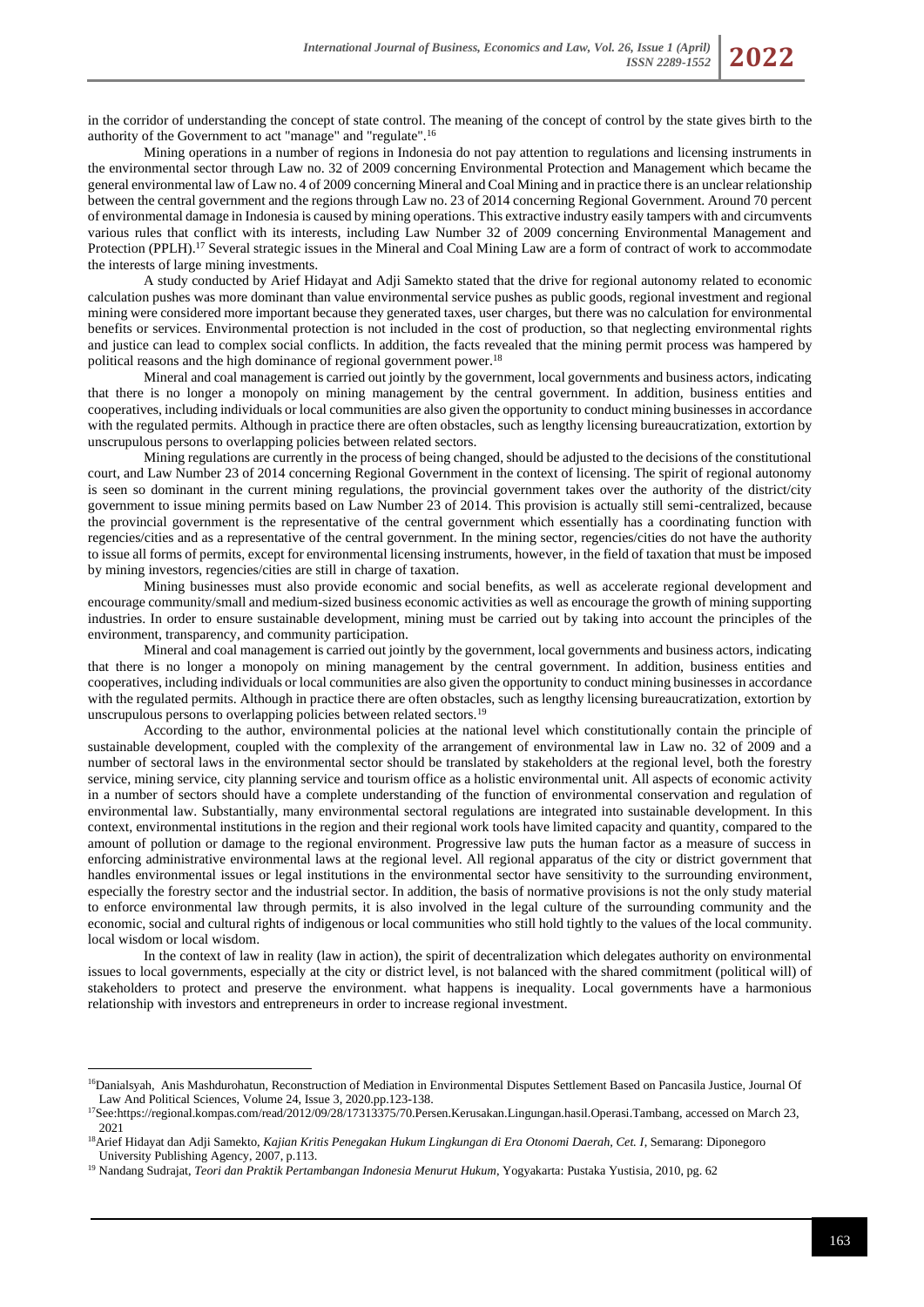in the corridor of understanding the concept of state control. The meaning of the concept of control by the state gives birth to the authority of the Government to act "manage" and "regulate".[16]

Mining operations in a number of regions in Indonesia do not pay attention to regulations and licensing instruments in the environmental sector through Law no. 32 of 2009 concerning Environmental Protection and Management which became the general environmental law of Law no. 4 of 2009 concerning Mineral and Coal Mining and in practice there is an unclear relationship between the central government and the regions through Law no. 23 of 2014 concerning Regional Government. Around 70 percent of environmental damage in Indonesia is caused by mining operations. This extractive industry easily tampers with and circumvents various rules that conflict with its interests, including Law Number 32 of 2009 concerning Environmental Management and Protection (PPLH).[17] Several strategic issues in the Mineral and Coal Mining Law are a form of contract of work to accommodate the interests of large mining investments.

A study conducted by Arief Hidayat and Adji Samekto stated that the drive for regional autonomy related to economic calculation pushes was more dominant than value environmental service pushes as public goods, regional investment and regional mining were considered more important because they generated taxes, user charges, but there was no calculation for environmental benefits or services. Environmental protection is not included in the cost of production, so that neglecting environmental rights and justice can lead to complex social conflicts. In addition, the facts revealed that the mining permit process was hampered by political reasons and the high dominance of regional government power.[18]

Mineral and coal management is carried out jointly by the government, local governments and business actors, indicating that there is no longer a monopoly on mining management by the central government. In addition, business entities and cooperatives, including individuals or local communities are also given the opportunity to conduct mining businesses in accordance with the regulated permits. Although in practice there are often obstacles, such as lengthy licensing bureaucratization, extortion by unscrupulous persons to overlapping policies between related sectors.

Mining regulations are currently in the process of being changed, should be adjusted to the decisions of the constitutional court, and Law Number 23 of 2014 concerning Regional Government in the context of licensing. The spirit of regional autonomy is seen so dominant in the current mining regulations, the provincial government takes over the authority of the district/city government to issue mining permits based on Law Number 23 of 2014. This provision is actually still semi-centralized, because the provincial government is the representative of the central government which essentially has a coordinating function with regencies/cities and as a representative of the central government. In the mining sector, regencies/cities do not have the authority to issue all forms of permits, except for environmental licensing instruments, however, in the field of taxation that must be imposed by mining investors, regencies/cities are still in charge of taxation.

Mining businesses must also provide economic and social benefits, as well as accelerate regional development and encourage community/small and medium-sized business economic activities as well as encourage the growth of mining supporting industries. In order to ensure sustainable development, mining must be carried out by taking into account the principles of the environment, transparency, and community participation.

Mineral and coal management is carried out jointly by the government, local governments and business actors, indicating that there is no longer a monopoly on mining management by the central government. In addition, business entities and cooperatives, including individuals or local communities are also given the opportunity to conduct mining businesses in accordance with the regulated permits. Although in practice there are often obstacles, such as lengthy licensing bureaucratization, extortion by unscrupulous persons to overlapping policies between related sectors.[19]

According to the author, environmental policies at the national level which constitutionally contain the principle of sustainable development, coupled with the complexity of the arrangement of environmental law in Law no. 32 of 2009 and a number of sectoral laws in the environmental sector should be translated by stakeholders at the regional level, both the forestry service, mining service, city planning service and tourism office as a holistic environmental unit. All aspects of economic activity in a number of sectors should have a complete understanding of the function of environmental conservation and regulation of environmental law. Substantially, many environmental sectoral regulations are integrated into sustainable development. In this context, environmental institutions in the region and their regional work tools have limited capacity and quantity, compared to the amount of pollution or damage to the regional environment. Progressive law puts the human factor as a measure of success in enforcing administrative environmental laws at the regional level. All regional apparatus of the city or district government that handles environmental issues or legal institutions in the environmental sector have sensitivity to the surrounding environment, especially the forestry sector and the industrial sector. In addition, the basis of normative provisions is not the only study material to enforce environmental law through permits, it is also involved in the legal culture of the surrounding community and the economic, social and cultural rights of indigenous or local communities who still hold tightly to the values of the local community. local wisdom or local wisdom.

In the context of law in reality (law in action), the spirit of decentralization which delegates authority on environmental issues to local governments, especially at the city or district level, is not balanced with the shared commitment (political will) of stakeholders to protect and preserve the environment. what happens is inequality. Local governments have a harmonious relationship with investors and entrepreneurs in order to increase regional investment.

---

[16] Danialsyah, Anis Mashdurohatun, Reconstruction of Mediation in Environmental Disputes Settlement Based on Pancasila Justice, Journal Of Law And Political Sciences, Volume 24, Issue 3, 2020.pp.123-138.

[17] See:https://regional.kompas.com/read/2012/09/28/17313375/70.Persen.Kerusakan.Lingungan.hasil.Operasi.Tambang, accessed on March 23, 2021

[18] Arief Hidayat dan Adji Samekto, *Kajian Kritis Penegakan Hukum Lingkungan di Era Otonomi Daerah, Cet. I*, Semarang: Diponegoro University Publishing Agency, 2007, p.113.

[19] Nandang Sudrajat, *Teori dan Praktik Pertambangan Indonesia Menurut Hukum*, Yogyakarta: Pustaka Yustisia, 2010, pg. 62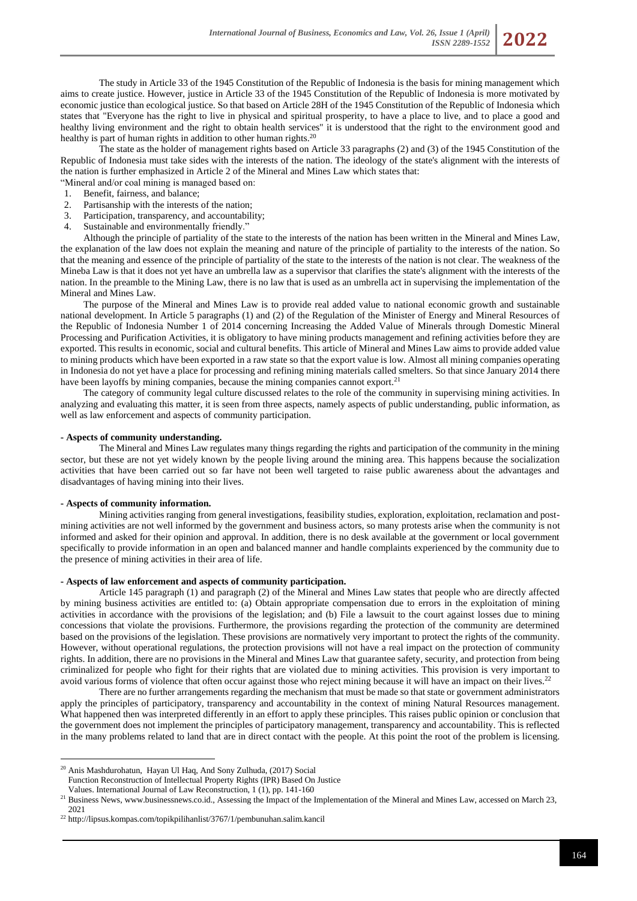The study in Article 33 of the 1945 Constitution of the Republic of Indonesia is the basis for mining management which aims to create justice. However, justice in Article 33 of the 1945 Constitution of the Republic of Indonesia is more motivated by economic justice than ecological justice. So that based on Article 28H of the 1945 Constitution of the Republic of Indonesia which states that "Everyone has the right to live in physical and spiritual prosperity, to have a place to live, and to place a good and healthy living environment and the right to obtain health services" it is understood that the right to the environment good and healthy is part of human rights in addition to other human rights.[20]

The state as the holder of management rights based on Article 33 paragraphs (2) and (3) of the 1945 Constitution of the Republic of Indonesia must take sides with the interests of the nation. The ideology of the state's alignment with the interests of the nation is further emphasized in Article 2 of the Mineral and Mines Law which states that:

"Mineral and/or coal mining is managed based on:

1. Benefit, fairness, and balance;
2. Partisanship with the interests of the nation;
3. Participation, transparency, and accountability;
4. Sustainable and environmentally friendly."

Although the principle of partiality of the state to the interests of the nation has been written in the Mineral and Mines Law, the explanation of the law does not explain the meaning and nature of the principle of partiality to the interests of the nation. So that the meaning and essence of the principle of partiality of the state to the interests of the nation is not clear. The weakness of the Mineba Law is that it does not yet have an umbrella law as a supervisor that clarifies the state's alignment with the interests of the nation. In the preamble to the Mining Law, there is no law that is used as an umbrella act in supervising the implementation of the Mineral and Mines Law.

The purpose of the Mineral and Mines Law is to provide real added value to national economic growth and sustainable national development. In Article 5 paragraphs (1) and (2) of the Regulation of the Minister of Energy and Mineral Resources of the Republic of Indonesia Number 1 of 2014 concerning Increasing the Added Value of Minerals through Domestic Mineral Processing and Purification Activities, it is obligatory to have mining products management and refining activities before they are exported. This results in economic, social and cultural benefits. This article of Mineral and Mines Law aims to provide added value to mining products which have been exported in a raw state so that the export value is low. Almost all mining companies operating in Indonesia do not yet have a place for processing and refining mining materials called smelters. So that since January 2014 there have been layoffs by mining companies, because the mining companies cannot export.[21]

The category of community legal culture discussed relates to the role of the community in supervising mining activities. In analyzing and evaluating this matter, it is seen from three aspects, namely aspects of public understanding, public information, as well as law enforcement and aspects of community participation.

**- Aspects of community understanding.**

The Mineral and Mines Law regulates many things regarding the rights and participation of the community in the mining sector, but these are not yet widely known by the people living around the mining area. This happens because the socialization activities that have been carried out so far have not been well targeted to raise public awareness about the advantages and disadvantages of having mining into their lives.

**- Aspects of community information.**

Mining activities ranging from general investigations, feasibility studies, exploration, exploitation, reclamation and post-mining activities are not well informed by the government and business actors, so many protests arise when the community is not informed and asked for their opinion and approval. In addition, there is no desk available at the government or local government specifically to provide information in an open and balanced manner and handle complaints experienced by the community due to the presence of mining activities in their area of life.

**- Aspects of law enforcement and aspects of community participation.**

Article 145 paragraph (1) and paragraph (2) of the Mineral and Mines Law states that people who are directly affected by mining business activities are entitled to: (a) Obtain appropriate compensation due to errors in the exploitation of mining activities in accordance with the provisions of the legislation; and (b) File a lawsuit to the court against losses due to mining concessions that violate the provisions. Furthermore, the provisions regarding the protection of the community are determined based on the provisions of the legislation. These provisions are normatively very important to protect the rights of the community. However, without operational regulations, the protection provisions will not have a real impact on the protection of community rights. In addition, there are no provisions in the Mineral and Mines Law that guarantee safety, security, and protection from being criminalized for people who fight for their rights that are violated due to mining activities. This provision is very important to avoid various forms of violence that often occur against those who reject mining because it will have an impact on their lives.[22]

There are no further arrangements regarding the mechanism that must be made so that state or government administrators apply the principles of participatory, transparency and accountability in the context of mining Natural Resources management. What happened then was interpreted differently in an effort to apply these principles. This raises public opinion or conclusion that the government does not implement the principles of participatory management, transparency and accountability. This is reflected in the many problems related to land that are in direct contact with the people. At this point the root of the problem is licensing.

---

[20] Anis Mashdurohatun, Hayan Ul Haq, And Sony Zulhuda, (2017) Social Function Reconstruction of Intellectual Property Rights (IPR) Based On Justice Values. International Journal of Law Reconstruction, 1 (1), pp. 141-160

[21] Business News, www.businessnews.co.id., Assessing the Impact of the Implementation of the Mineral and Mines Law, accessed on March 23, 2021

[22] http://lipsus.kompas.com/topikpilihanlist/3767/1/pembunuhan.salim.kancil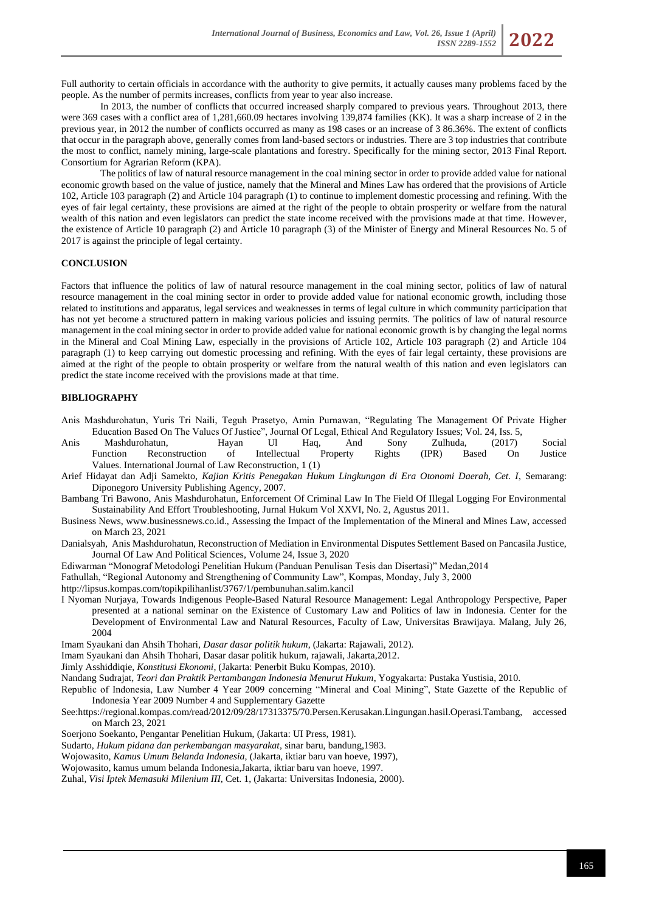Full authority to certain officials in accordance with the authority to give permits, it actually causes many problems faced by the people. As the number of permits increases, conflicts from year to year also increase.

In 2013, the number of conflicts that occurred increased sharply compared to previous years. Throughout 2013, there were 369 cases with a conflict area of 1,281,660.09 hectares involving 139,874 families (KK). It was a sharp increase of 2 in the previous year, in 2012 the number of conflicts occurred as many as 198 cases or an increase of 3 86.36%. The extent of conflicts that occur in the paragraph above, generally comes from land-based sectors or industries. There are 3 top industries that contribute the most to conflict, namely mining, large-scale plantations and forestry. Specifically for the mining sector, 2013 Final Report. Consortium for Agrarian Reform (KPA).

The politics of law of natural resource management in the coal mining sector in order to provide added value for national economic growth based on the value of justice, namely that the Mineral and Mines Law has ordered that the provisions of Article 102, Article 103 paragraph (2) and Article 104 paragraph (1) to continue to implement domestic processing and refining. With the eyes of fair legal certainty, these provisions are aimed at the right of the people to obtain prosperity or welfare from the natural wealth of this nation and even legislators can predict the state income received with the provisions made at that time. However, the existence of Article 10 paragraph (2) and Article 10 paragraph (3) of the Minister of Energy and Mineral Resources No. 5 of 2017 is against the principle of legal certainty.

## CONCLUSION

Factors that influence the politics of law of natural resource management in the coal mining sector, politics of law of natural resource management in the coal mining sector in order to provide added value for national economic growth, including those related to institutions and apparatus, legal services and weaknesses in terms of legal culture in which community participation that has not yet become a structured pattern in making various policies and issuing permits. The politics of law of natural resource management in the coal mining sector in order to provide added value for national economic growth is by changing the legal norms in the Mineral and Coal Mining Law, especially in the provisions of Article 102, Article 103 paragraph (2) and Article 104 paragraph (1) to keep carrying out domestic processing and refining. With the eyes of fair legal certainty, these provisions are aimed at the right of the people to obtain prosperity or welfare from the natural wealth of this nation and even legislators can predict the state income received with the provisions made at that time.

## BIBLIOGRAPHY

Anis Mashdurohatun, Yuris Tri Naili, Teguh Prasetyo, Amin Purnawan, "Regulating The Management Of Private Higher Education Based On The Values Of Justice", Journal Of Legal, Ethical And Regulatory Issues; Vol. 24, Iss. 5,

Anis Mashdurohatun, Hayan Ul Haq, And Sony Zulhuda, (2017) Social Function Reconstruction of Intellectual Property Rights (IPR) Based On Justice Values. International Journal of Law Reconstruction, 1 (1)

Arief Hidayat dan Adji Samekto, *Kajian Kritis Penegakan Hukum Lingkungan di Era Otonomi Daerah, Cet. I*, Semarang: Diponegoro University Publishing Agency, 2007.

Bambang Tri Bawono, Anis Mashdurohatun, Enforcement Of Criminal Law In The Field Of Illegal Logging For Environmental Sustainability And Effort Troubleshooting, Jurnal Hukum Vol XXVI, No. 2, Agustus 2011.

Business News, www.businessnews.co.id., Assessing the Impact of the Implementation of the Mineral and Mines Law, accessed on March 23, 2021

Danialsyah, Anis Mashdurohatun, Reconstruction of Mediation in Environmental Disputes Settlement Based on Pancasila Justice, Journal Of Law And Political Sciences, Volume 24, Issue 3, 2020

Ediwarman "Monograf Metodologi Penelitian Hukum (Panduan Penulisan Tesis dan Disertasi)" Medan,2014

Fathullah, "Regional Autonomy and Strengthening of Community Law", Kompas, Monday, July 3, 2000

http://lipsus.kompas.com/topikpilihanlist/3767/1/pembunuhan.salim.kancil

I Nyoman Nurjaya, Towards Indigenous People-Based Natural Resource Management: Legal Anthropology Perspective, Paper presented at a national seminar on the Existence of Customary Law and Politics of law in Indonesia. Center for the Development of Environmental Law and Natural Resources, Faculty of Law, Universitas Brawijaya. Malang, July 26, 2004

Imam Syaukani dan Ahsih Thohari, *Dasar dasar politik hukum*, (Jakarta: Rajawali, 2012).

Imam Syaukani dan Ahsih Thohari, Dasar dasar politik hukum, rajawali, Jakarta,2012.

Jimly Asshiddiqie, *Konstitusi Ekonomi*, (Jakarta: Penerbit Buku Kompas, 2010).

Nandang Sudrajat, *Teori dan Praktik Pertambangan Indonesia Menurut Hukum*, Yogyakarta: Pustaka Yustisia, 2010.

Republic of Indonesia, Law Number 4 Year 2009 concerning "Mineral and Coal Mining", State Gazette of the Republic of Indonesia Year 2009 Number 4 and Supplementary Gazette

See:https://regional.kompas.com/read/2012/09/28/17313375/70.Persen.Kerusakan.Lingungan.hasil.Operasi.Tambang, accessed on March 23, 2021

Soerjono Soekanto, Pengantar Penelitian Hukum, (Jakarta: UI Press, 1981).

Sudarto, *Hukum pidana dan perkembangan masyarakat*, sinar baru, bandung,1983.

Wojowasito, *Kamus Umum Belanda Indonesia*, (Jakarta, iktiar baru van hoeve, 1997),

Wojowasito, kamus umum belanda Indonesia,Jakarta, iktiar baru van hoeve, 1997.

Zuhal, *Visi Iptek Memasuki Milenium III*, Cet. 1, (Jakarta: Universitas Indonesia, 2000).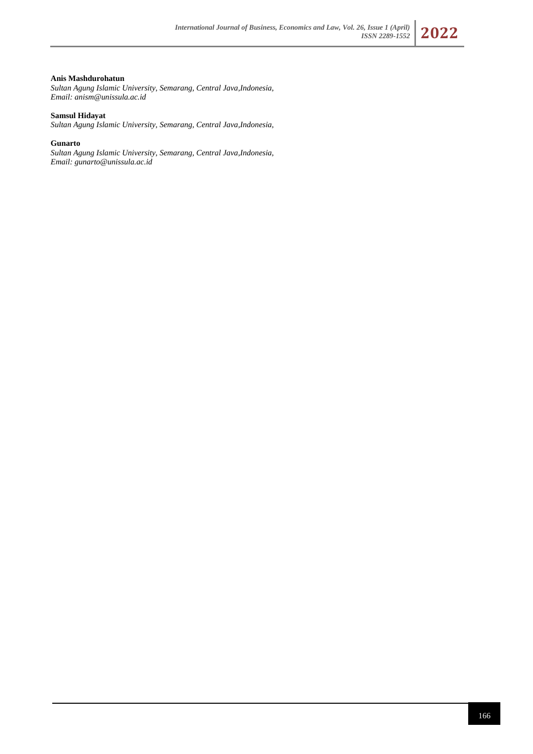**Anis Mashdurohatun**
*Sultan Agung Islamic University, Semarang, Central Java,Indonesia,*
*Email: anism@unissula.ac.id*

**Samsul Hidayat**
*Sultan Agung Islamic University, Semarang, Central Java,Indonesia,*

**Gunarto**
*Sultan Agung Islamic University, Semarang, Central Java,Indonesia,*
*Email: gunarto@unissula.ac.id*